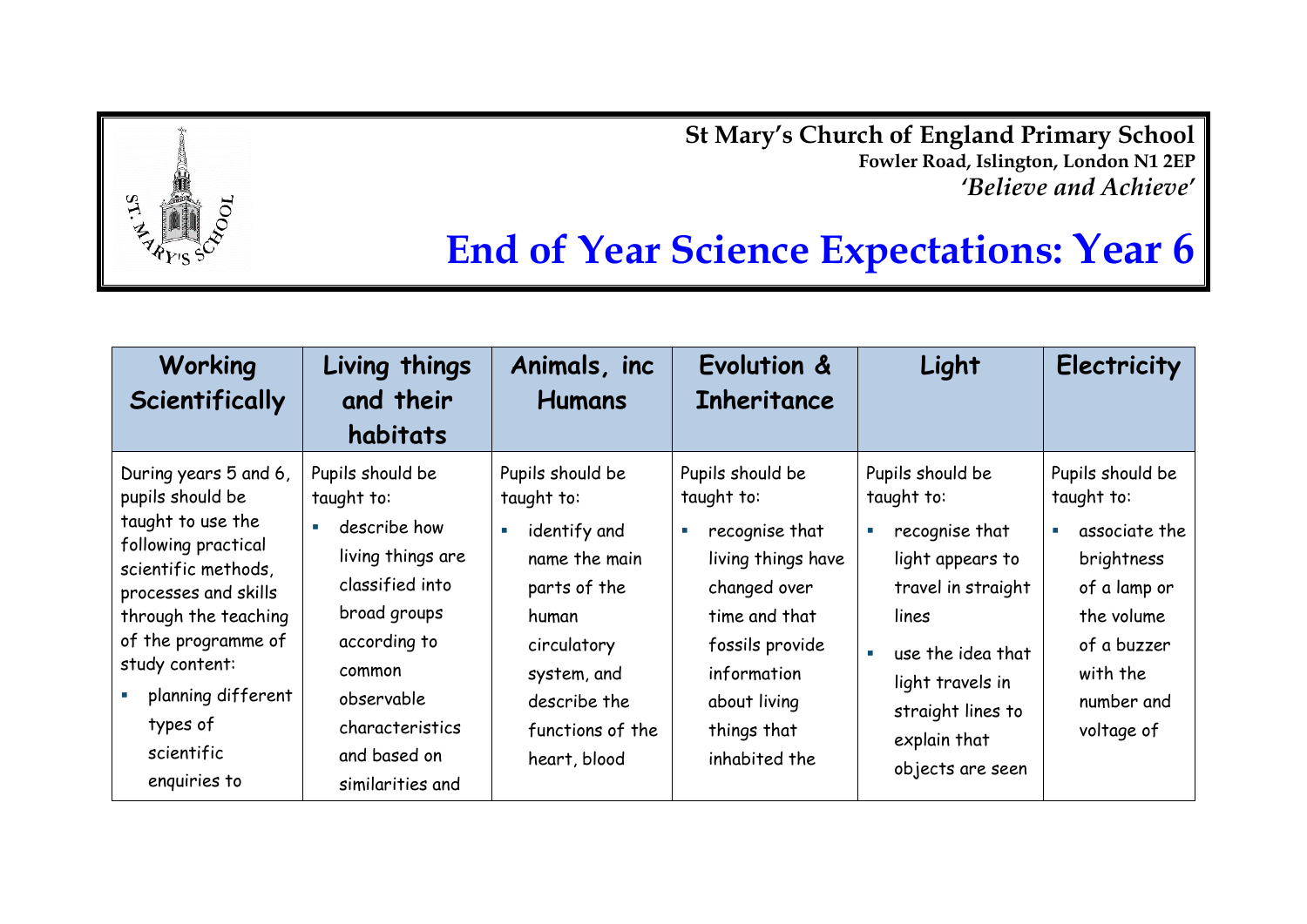**St Mary's Church of England Primary School**
**Fowler Road, Islington, London N1 2EP**
***'Believe and Achieve'***

# End of Year Science Expectations: Year 6

| Working Scientifically | Living things and their habitats | Animals, inc Humans | Evolution & Inheritance | Light | Electricity |
|---|---|---|---|---|---|
| During years 5 and 6, pupils should be taught to use the following practical scientific methods, processes and skills through the teaching of the programme of study content:<br>▪ planning different types of scientific enquiries to | Pupils should be taught to:<br>▪ describe how living things are classified into broad groups according to common observable characteristics and based on similarities and | Pupils should be taught to:<br>▪ identify and name the main parts of the human circulatory system, and describe the functions of the heart, blood | Pupils should be taught to:<br>▪ recognise that living things have changed over time and that fossils provide information about living things that inhabited the | Pupils should be taught to:<br>▪ recognise that light appears to travel in straight lines<br>▪ use the idea that light travels in straight lines to explain that objects are seen | Pupils should be taught to:<br>▪ associate the brightness of a lamp or the volume of a buzzer with the number and voltage of |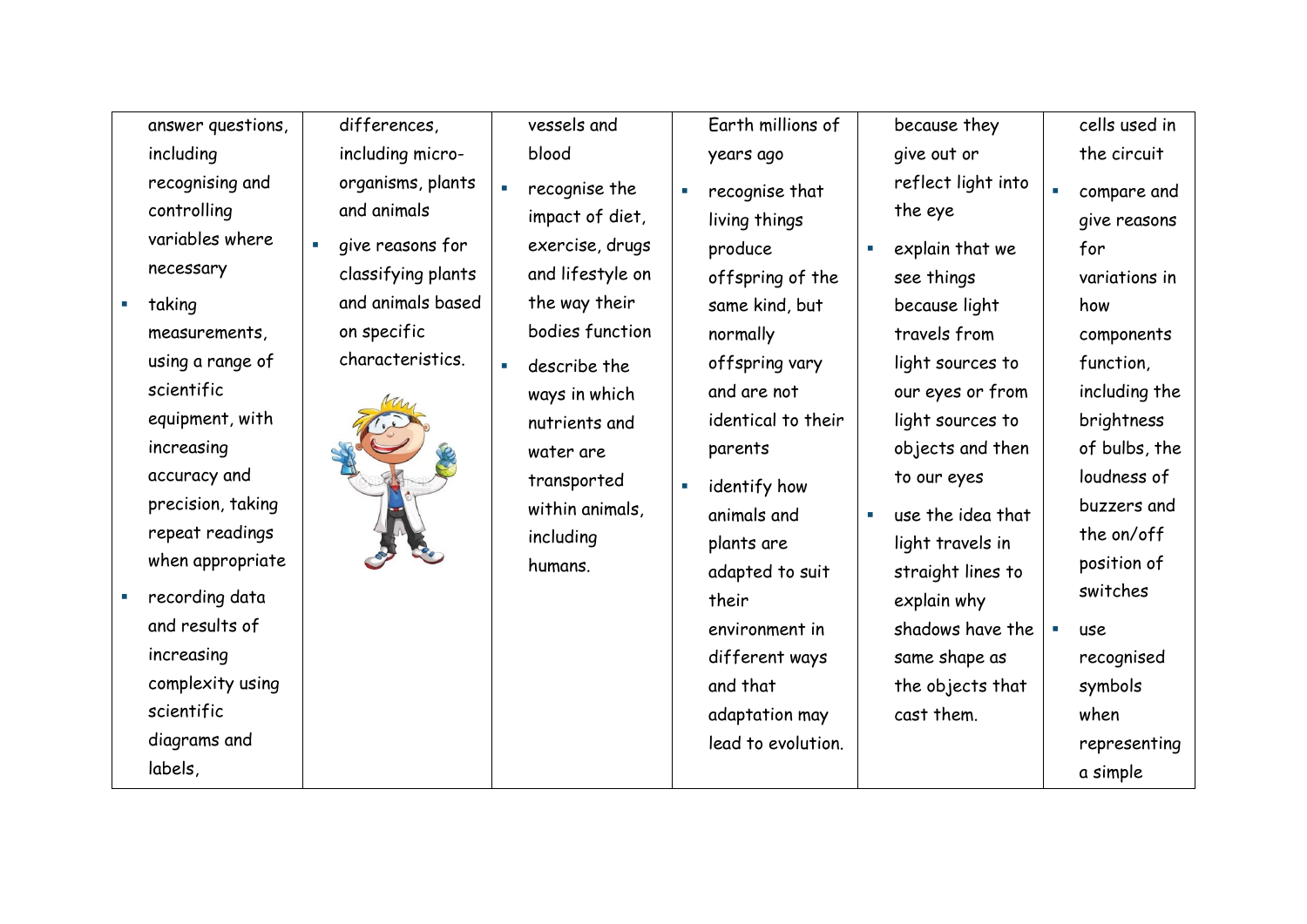| | | | | | |
|---|---|---|---|---|---|
| answer questions, including recognising and controlling variables where necessary<br>▪ taking measurements, using a range of scientific equipment, with increasing accuracy and precision, taking repeat readings when appropriate<br>▪ recording data and results of increasing complexity using scientific diagrams and labels, | differences, including micro-organisms, plants and animals<br>▪ give reasons for classifying plants and animals based on specific characteristics. | vessels and blood<br>▪ recognise the impact of diet, exercise, drugs and lifestyle on the way their bodies function<br>▪ describe the ways in which nutrients and water are transported within animals, including humans. | Earth millions of years ago<br>▪ recognise that living things produce offspring of the same kind, but normally offspring vary and are not identical to their parents<br>▪ identify how animals and plants are adapted to suit their environment in different ways and that adaptation may lead to evolution. | because they give out or reflect light into the eye<br>▪ explain that we see things because light travels from light sources to our eyes or from light sources to objects and then to our eyes<br>▪ use the idea that light travels in straight lines to explain why shadows have the same shape as the objects that cast them. | cells used in the circuit<br>▪ compare and give reasons for variations in how components function, including the brightness of bulbs, the loudness of buzzers and the on/off position of switches<br>▪ use recognised symbols when representing a simple |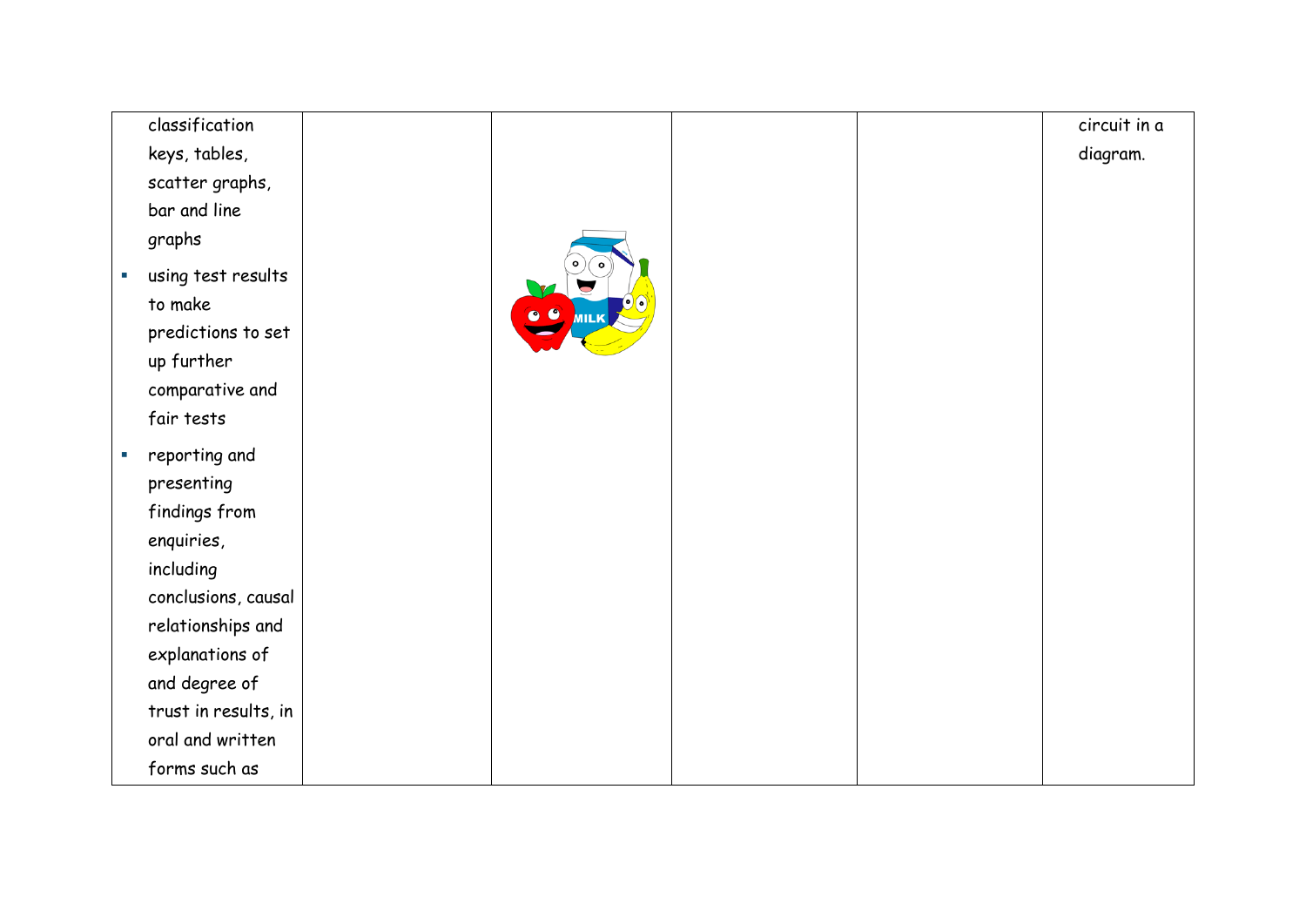| | | | | | |
|---|---|---|---|---|---|
| classification keys, tables, scatter graphs, bar and line graphs<br>▪ using test results to make predictions to set up further comparative and fair tests<br>▪ reporting and presenting findings from enquiries, including conclusions, causal relationships and explanations of and degree of trust in results, in oral and written forms such as | | | | | circuit in a diagram. |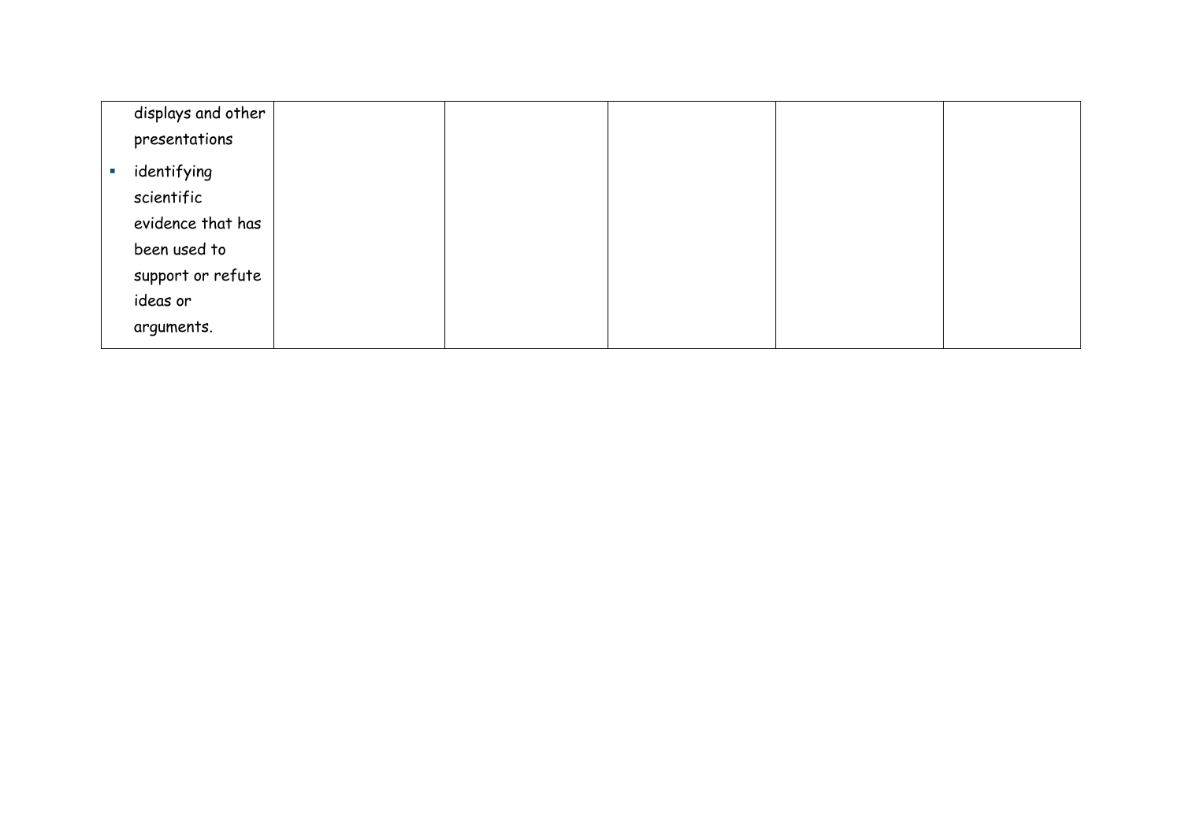| | | | | | |
|---|---|---|---|---|---|
| displays and other presentations<br>▪ identifying scientific evidence that has been used to support or refute ideas or arguments. | | | | | |